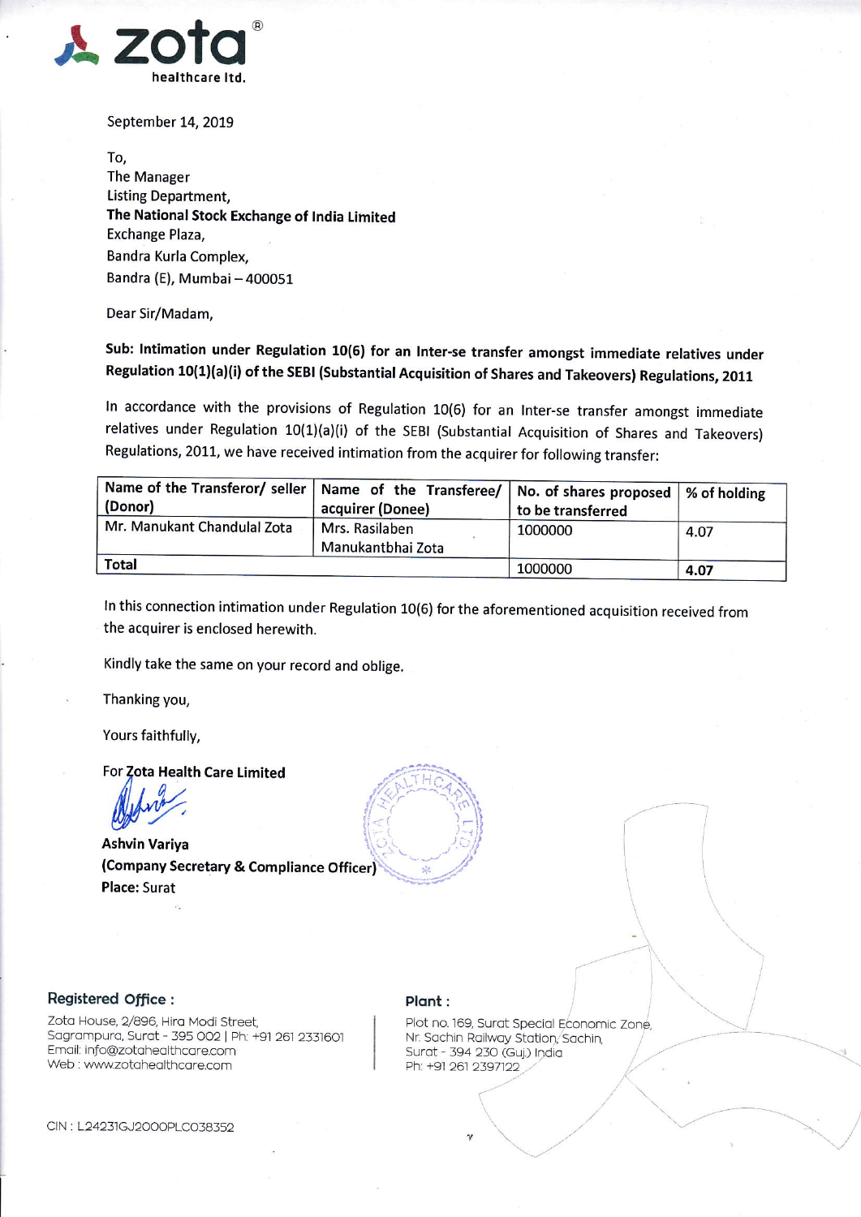**zota** healthcare ltd.

September 14, 2019

To,
The Manager
Listing Department,
**The National Stock Exchange of India Limited**
Exchange Plaza,
Bandra Kurla Complex,
Bandra (E), Mumbai – 400051

Dear Sir/Madam,

**Sub: Intimation under Regulation 10(6) for an Inter-se transfer amongst immediate relatives under Regulation 10(1)(a)(i) of the SEBI (Substantial Acquisition of Shares and Takeovers) Regulations, 2011**

In accordance with the provisions of Regulation 10(6) for an Inter-se transfer amongst immediate relatives under Regulation 10(1)(a)(i) of the SEBI (Substantial Acquisition of Shares and Takeovers) Regulations, 2011, we have received intimation from the acquirer for following transfer:

| Name of the Transferor/ seller (Donor) | Name of the Transferee/ acquirer (Donee) | No. of shares proposed to be transferred | % of holding |
|---|---|---|---|
| Mr. Manukant Chandulal Zota | Mrs. Rasilaben Manukantbhai Zota | 1000000 | 4.07 |
| **Total** | | 1000000 | **4.07** |

In this connection intimation under Regulation 10(6) for the aforementioned acquisition received from the acquirer is enclosed herewith.

Kindly take the same on your record and oblige.

Thanking you,

Yours faithfully,

For **Zota Health Care Limited**

**Ashvin Variya**
**(Company Secretary & Compliance Officer)**
**Place:** Surat

**Registered Office :**
Zota House, 2/896, Hira Modi Street,
Sagrampura, Surat - 395 002 | Ph: +91 261 2331601
Email: info@zotahealthcare.com
Web : www.zotahealthcare.com

**Plant :**
Plot no. 169, Surat Special Economic Zone,
Nr. Sachin Railway Station, Sachin,
Surat - 394 230 (Guj.) India
Ph: +91 261 2397122

CIN : L24231GJ2000PLC038352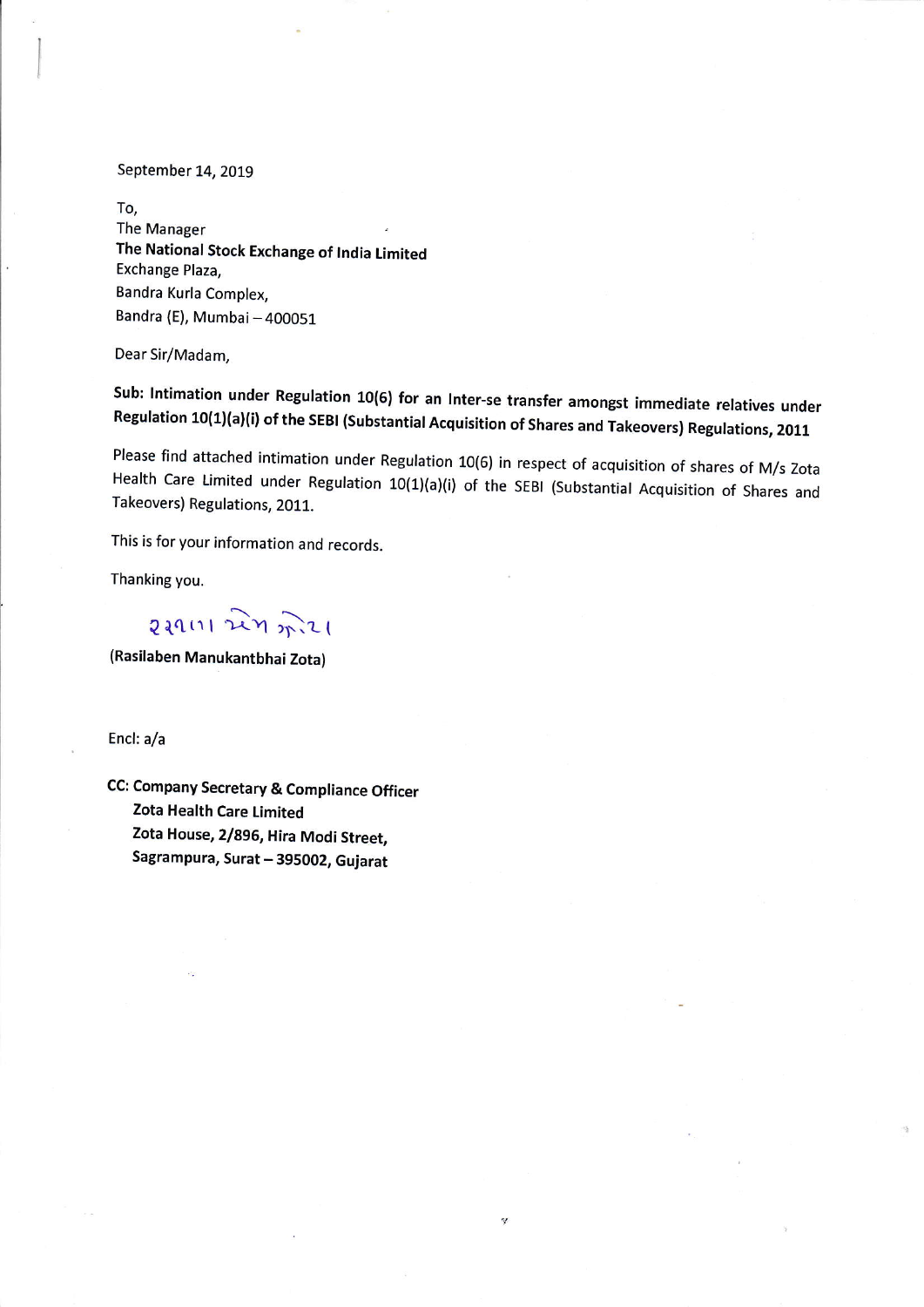September 14, 2019

To,
The Manager
**The National Stock Exchange of India Limited**
Exchange Plaza,
Bandra Kurla Complex,
Bandra (E), Mumbai – 400051

Dear Sir/Madam,

**Sub: Intimation under Regulation 10(6) for an Inter-se transfer amongst immediate relatives under Regulation 10(1)(a)(i) of the SEBI (Substantial Acquisition of Shares and Takeovers) Regulations, 2011**

Please find attached intimation under Regulation 10(6) in respect of acquisition of shares of M/s Zota Health Care Limited under Regulation 10(1)(a)(i) of the SEBI (Substantial Acquisition of Shares and Takeovers) Regulations, 2011.

This is for your information and records.

Thanking you.

રસીલા બેન ઝોટા

**(Rasilaben Manukantbhai Zota)**

Encl: a/a

**CC: Company Secretary & Compliance Officer**
**Zota Health Care Limited**
**Zota House, 2/896, Hira Modi Street,**
**Sagrampura, Surat – 395002, Gujarat**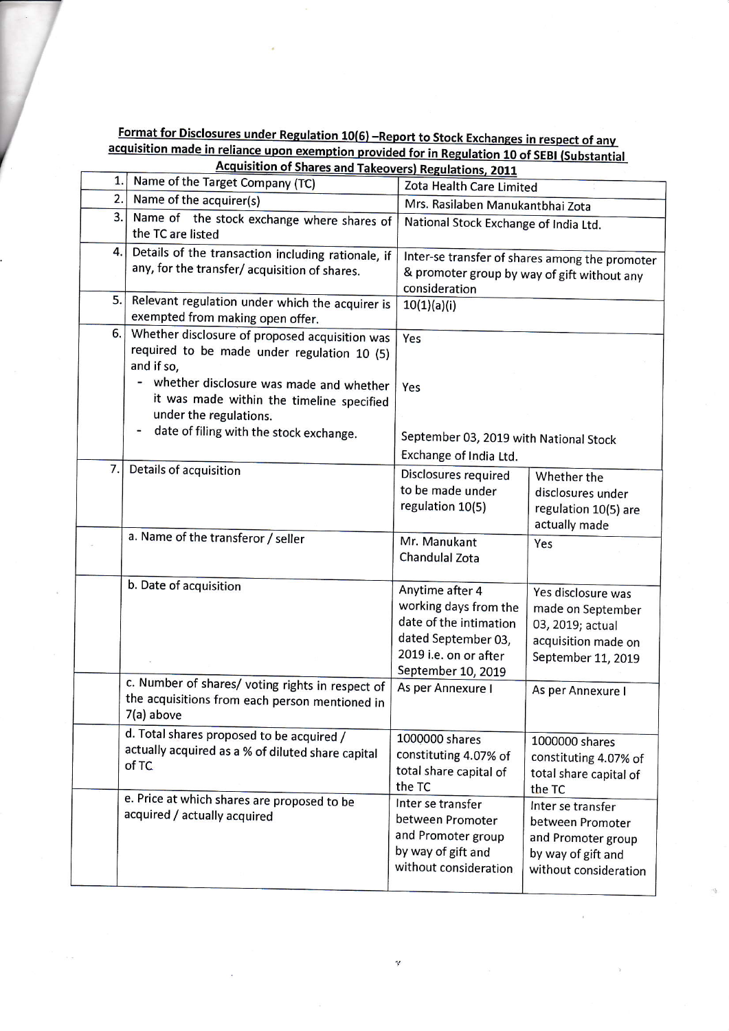**Format for Disclosures under Regulation 10(6) –Report to Stock Exchanges in respect of any acquisition made in reliance upon exemption provided for in Regulation 10 of SEBI (Substantial Acquisition of Shares and Takeovers) Regulations, 2011**

| | | | |
|---|---|---|---|
| 1. | Name of the Target Company (TC) | Zota Health Care Limited | |
| 2. | Name of the acquirer(s) | Mrs. Rasilaben Manukantbhai Zota | |
| 3. | Name of the stock exchange where shares of the TC are listed | National Stock Exchange of India Ltd. | |
| 4. | Details of the transaction including rationale, if any, for the transfer/ acquisition of shares. | Inter-se transfer of shares among the promoter & promoter group by way of gift without any consideration | |
| 5. | Relevant regulation under which the acquirer is exempted from making open offer. | 10(1)(a)(i) | |
| 6. | Whether disclosure of proposed acquisition was required to be made under regulation 10 (5) and if so,<br>- whether disclosure was made and whether it was made within the timeline specified under the regulations.<br>- date of filing with the stock exchange. | Yes<br><br>Yes<br><br>September 03, 2019 with National Stock Exchange of India Ltd. | |
| 7. | Details of acquisition | Disclosures required to be made under regulation 10(5) | Whether the disclosures under regulation 10(5) are actually made |
| | a. Name of the transferor / seller | Mr. Manukant Chandulal Zota | Yes |
| | b. Date of acquisition | Anytime after 4 working days from the date of the intimation dated September 03, 2019 i.e. on or after September 10, 2019 | Yes disclosure was made on September 03, 2019; actual acquisition made on September 11, 2019 |
| | c. Number of shares/ voting rights in respect of the acquisitions from each person mentioned in 7(a) above | As per Annexure I | As per Annexure I |
| | d. Total shares proposed to be acquired / actually acquired as a % of diluted share capital of TC | 1000000 shares constituting 4.07% of total share capital of the TC | 1000000 shares constituting 4.07% of total share capital of the TC |
| | e. Price at which shares are proposed to be acquired / actually acquired | Inter se transfer between Promoter and Promoter group by way of gift and without consideration | Inter se transfer between Promoter and Promoter group by way of gift and without consideration |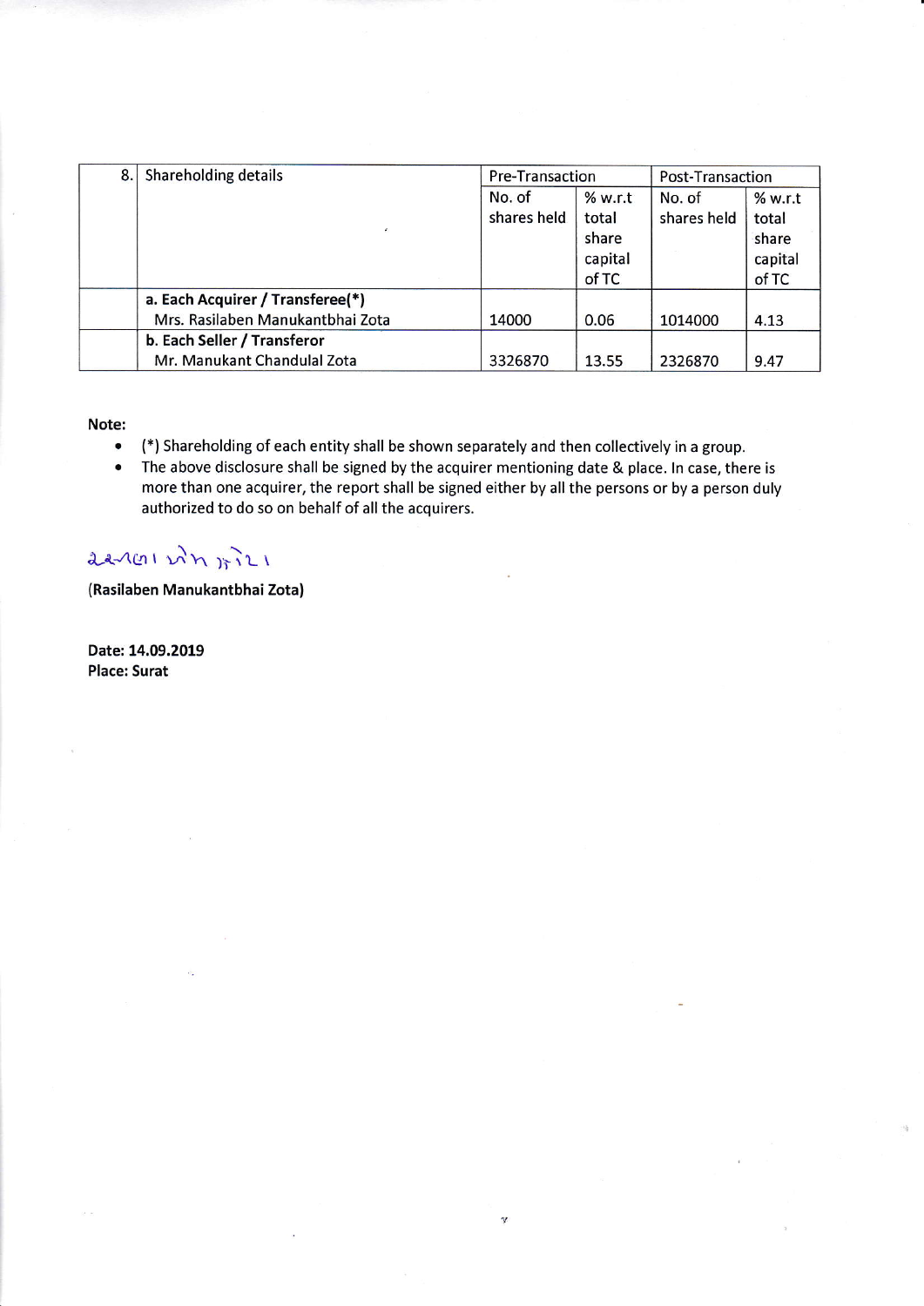| 8. | Shareholding details | Pre-Transaction | | Post-Transaction | |
|---|---|---|---|---|---|
| | | No. of shares held | % w.r.t total share capital of TC | No. of shares held | % w.r.t total share capital of TC |
| | **a. Each Acquirer / Transferee(*)** Mrs. Rasilaben Manukantbhai Zota | 14000 | 0.06 | 1014000 | 4.13 |
| | **b. Each Seller / Transferor** Mr. Manukant Chandulal Zota | 3326870 | 13.55 | 2326870 | 9.47 |

**Note:**

- (*) Shareholding of each entity shall be shown separately and then collectively in a group.
- The above disclosure shall be signed by the acquirer mentioning date & place. In case, there is more than one acquirer, the report shall be signed either by all the persons or by a person duly authorized to do so on behalf of all the acquirers.

**(Rasilaben Manukantbhai Zota)**

**Date: 14.09.2019**
**Place: Surat**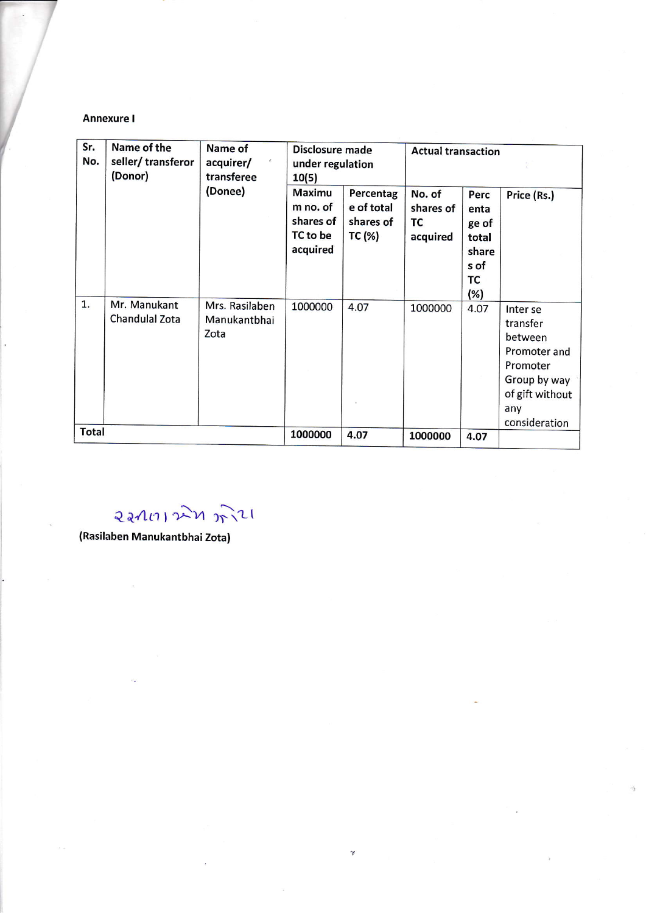**Annexure I**

| Sr. No. | Name of the seller/ transferor (Donor) | Name of acquirer/ transferee (Donee) | Disclosure made under regulation 10(5) | | Actual transaction | | |
|---|---|---|---|---|---|---|---|
| | | | Maximum no. of shares of TC to be acquired | Percentage of total shares of TC (%) | No. of shares of TC acquired | Percentage of total shares of TC (%) | Price (Rs.) |
| 1. | Mr. Manukant Chandulal Zota | Mrs. Rasilaben Manukantbhai Zota | 1000000 | 4.07 | 1000000 | 4.07 | Inter se transfer between Promoter and Promoter Group by way of gift without any consideration |
| **Total** | | | **1000000** | **4.07** | **1000000** | **4.07** | |

રસીલાબેન ઝોટા

**(Rasilaben Manukantbhai Zota)**